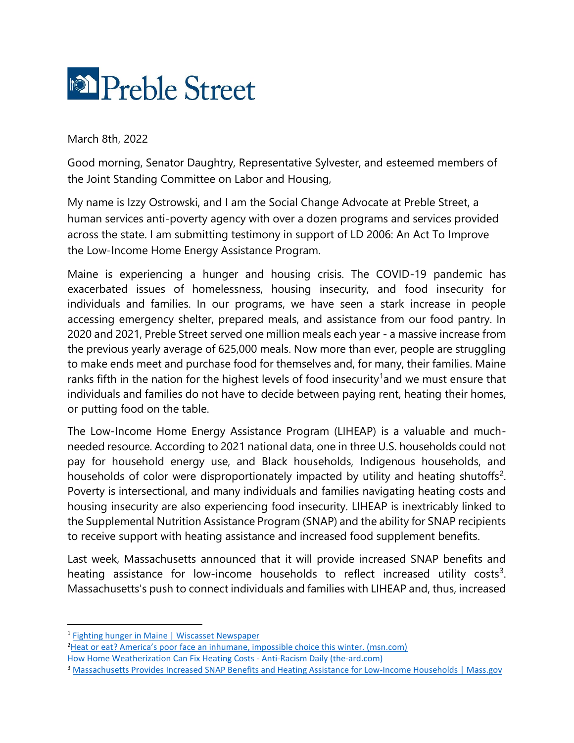# Preble Street

March 8th, 2022

Good morning, Senator Daughtry, Representative Sylvester, and esteemed members of the Joint Standing Committee on Labor and Housing,

My name is Izzy Ostrowski, and I am the Social Change Advocate at Preble Street, a human services anti-poverty agency with over a dozen programs and services provided across the state. I am submitting testimony in support of LD 2006: An Act To Improve the Low-Income Home Energy Assistance Program.

Maine is experiencing a hunger and housing crisis. The COVID-19 pandemic has exacerbated issues of homelessness, housing insecurity, and food insecurity for individuals and families. In our programs, we have seen a stark increase in people accessing emergency shelter, prepared meals, and assistance from our food pantry. In 2020 and 2021, Preble Street served one million meals each year - a massive increase from the previous yearly average of 625,000 meals. Now more than ever, people are struggling to make ends meet and purchase food for themselves and, for many, their families. Maine ranks fifth in the nation for the highest levels of food insecurity[1]and we must ensure that individuals and families do not have to decide between paying rent, heating their homes, or putting food on the table.

The Low-Income Home Energy Assistance Program (LIHEAP) is a valuable and much-needed resource. According to 2021 national data, one in three U.S. households could not pay for household energy use, and Black households, Indigenous households, and households of color were disproportionately impacted by utility and heating shutoffs[2]. Poverty is intersectional, and many individuals and families navigating heating costs and housing insecurity are also experiencing food insecurity. LIHEAP is inextricably linked to the Supplemental Nutrition Assistance Program (SNAP) and the ability for SNAP recipients to receive support with heating assistance and increased food supplement benefits.

Last week, Massachusetts announced that it will provide increased SNAP benefits and heating assistance for low-income households to reflect increased utility costs[3]. Massachusetts's push to connect individuals and families with LIHEAP and, thus, increased

---

[1] Fighting hunger in Maine | Wiscasset Newspaper

[2] Heat or eat? America's poor face an inhumane, impossible choice this winter. (msn.com)
How Home Weatherization Can Fix Heating Costs - Anti-Racism Daily (the-ard.com)

[3] Massachusetts Provides Increased SNAP Benefits and Heating Assistance for Low-Income Households | Mass.gov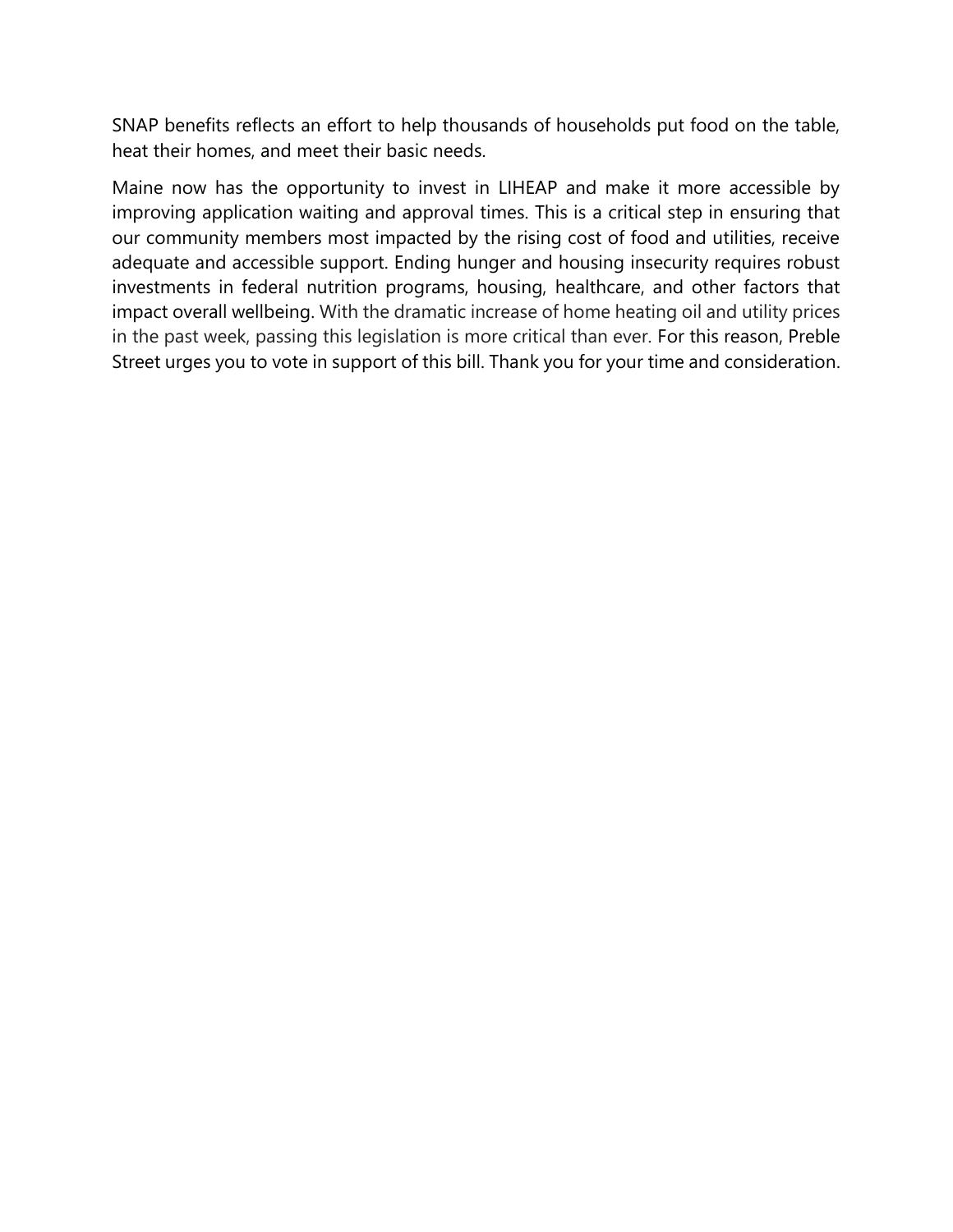SNAP benefits reflects an effort to help thousands of households put food on the table, heat their homes, and meet their basic needs.

Maine now has the opportunity to invest in LIHEAP and make it more accessible by improving application waiting and approval times. This is a critical step in ensuring that our community members most impacted by the rising cost of food and utilities, receive adequate and accessible support. Ending hunger and housing insecurity requires robust investments in federal nutrition programs, housing, healthcare, and other factors that impact overall wellbeing. With the dramatic increase of home heating oil and utility prices in the past week, passing this legislation is more critical than ever. For this reason, Preble Street urges you to vote in support of this bill. Thank you for your time and consideration.